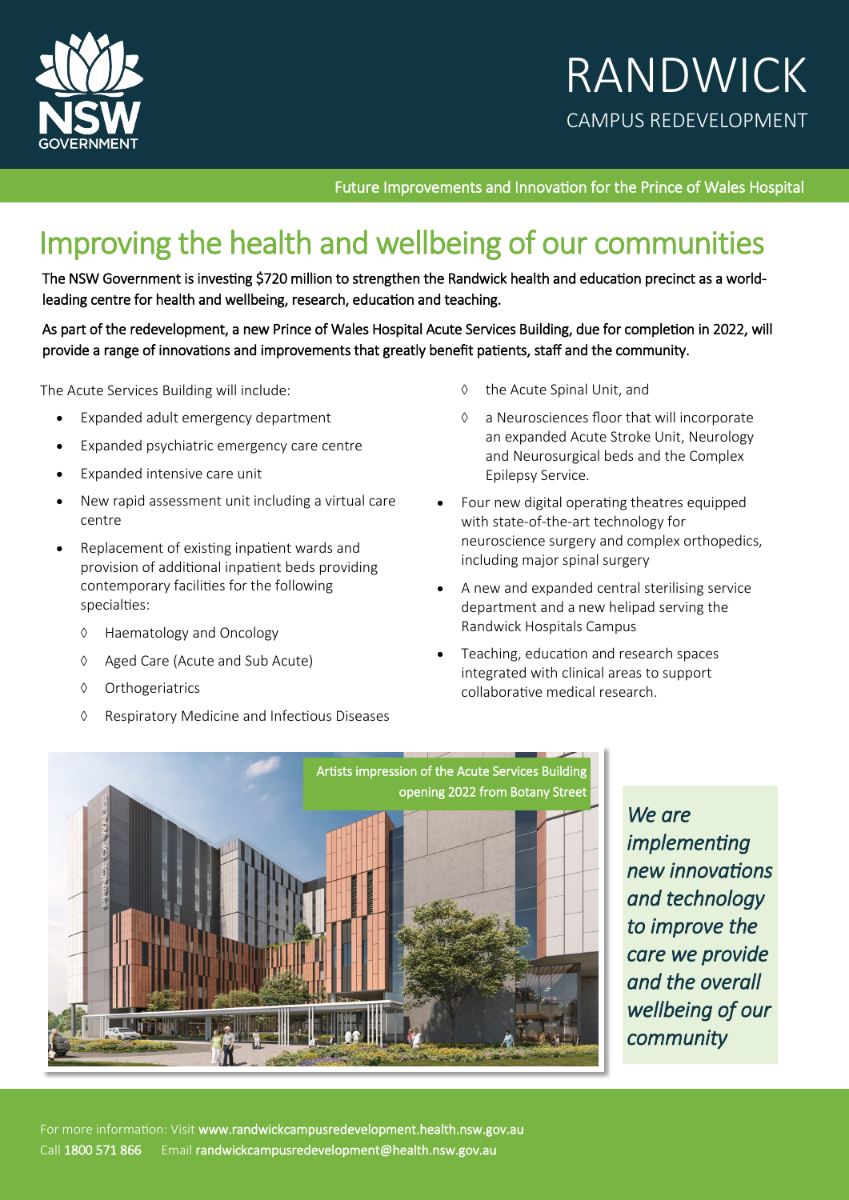# RANDWICK

CAMPUS REDEVELOPMENT

Future Improvements and Innovation for the Prince of Wales Hospital

## Improving the health and wellbeing of our communities

**The NSW Government is investing $720 million to strengthen the Randwick health and education precinct as a world-leading centre for health and wellbeing, research, education and teaching.**

**As part of the redevelopment, a new Prince of Wales Hospital Acute Services Building, due for completion in 2022, will provide a range of innovations and improvements that greatly benefit patients, staff and the community.**

The Acute Services Building will include:

- Expanded adult emergency department
- Expanded psychiatric emergency care centre
- Expanded intensive care unit
- New rapid assessment unit including a virtual care centre
- Replacement of existing inpatient wards and provision of additional inpatient beds providing contemporary facilities for the following specialties:
  - ◊ Haematology and Oncology
  - ◊ Aged Care (Acute and Sub Acute)
  - ◊ Orthogeriatrics
  - ◊ Respiratory Medicine and Infectious Diseases
  - ◊ the Acute Spinal Unit, and
  - ◊ a Neurosciences floor that will incorporate an expanded Acute Stroke Unit, Neurology and Neurosurgical beds and the Complex Epilepsy Service.
- Four new digital operating theatres equipped with state-of-the-art technology for neuroscience surgery and complex orthopedics, including major spinal surgery
- A new and expanded central sterilising service department and a new helipad serving the Randwick Hospitals Campus
- Teaching, education and research spaces integrated with clinical areas to support collaborative medical research.

Artists impression of the Acute Services Building opening 2022 from Botany Street

*We are implementing new innovations and technology to improve the care we provide and the overall wellbeing of our community*

For more information: Visit **www.randwickcampusredevelopment.health.nsw.gov.au**
Call **1800 571 866** Email **randwickcampusredevelopment@health.nsw.gov.au**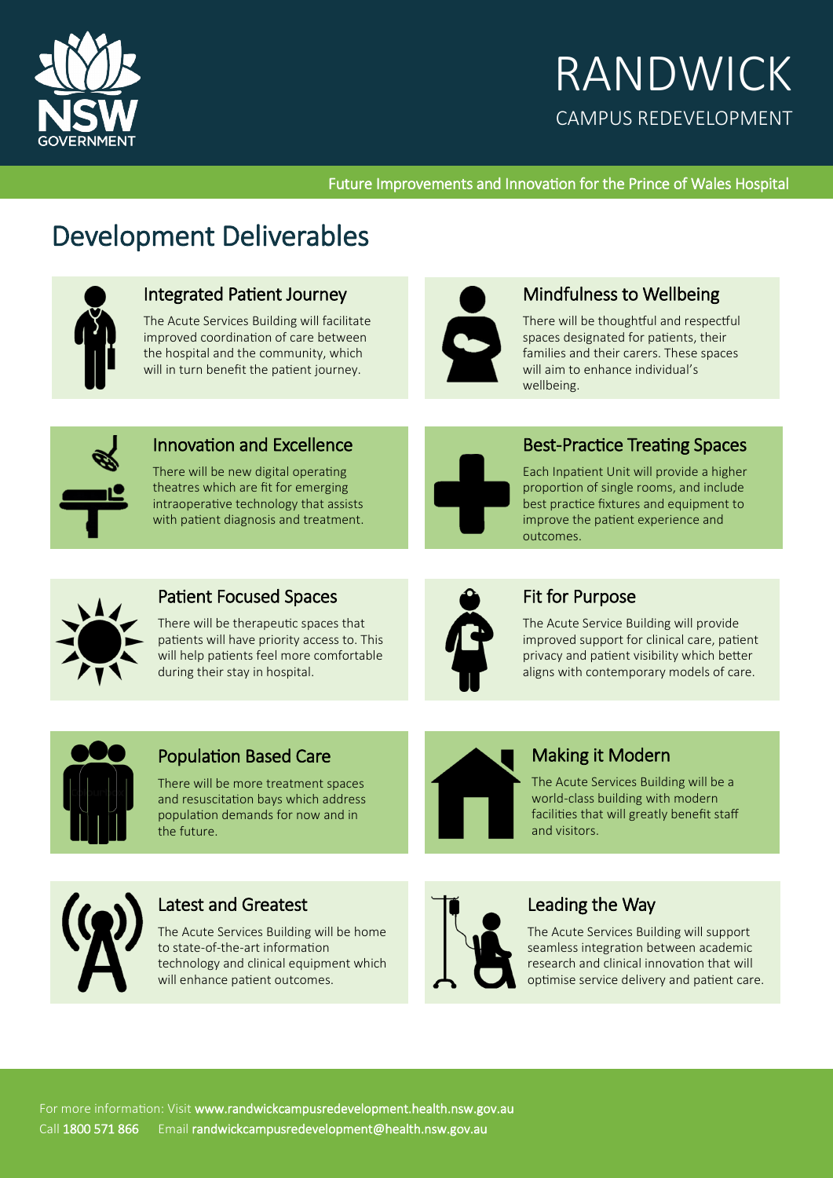# RANDWICK

CAMPUS REDEVELOPMENT

Future Improvements and Innovation for the Prince of Wales Hospital

## Development Deliverables

### Integrated Patient Journey

The Acute Services Building will facilitate improved coordination of care between the hospital and the community, which will in turn benefit the patient journey.

### Mindfulness to Wellbeing

There will be thoughtful and respectful spaces designated for patients, their families and their carers. These spaces will aim to enhance individual's wellbeing.

### Innovation and Excellence

There will be new digital operating theatres which are fit for emerging intraoperative technology that assists with patient diagnosis and treatment.

### Best-Practice Treating Spaces

Each Inpatient Unit will provide a higher proportion of single rooms, and include best practice fixtures and equipment to improve the patient experience and outcomes.

### Patient Focused Spaces

There will be therapeutic spaces that patients will have priority access to. This will help patients feel more comfortable during their stay in hospital.

### Fit for Purpose

The Acute Service Building will provide improved support for clinical care, patient privacy and patient visibility which better aligns with contemporary models of care.

### Population Based Care

There will be more treatment spaces and resuscitation bays which address population demands for now and in the future.

### Making it Modern

The Acute Services Building will be a world-class building with modern facilities that will greatly benefit staff and visitors.

### Latest and Greatest

The Acute Services Building will be home to state-of-the-art information technology and clinical equipment which will enhance patient outcomes.

### Leading the Way

The Acute Services Building will support seamless integration between academic research and clinical innovation that will optimise service delivery and patient care.

For more information: Visit **www.randwickcampusredevelopment.health.nsw.gov.au**

Call **1800 571 866** Email **randwickcampusredevelopment@health.nsw.gov.au**